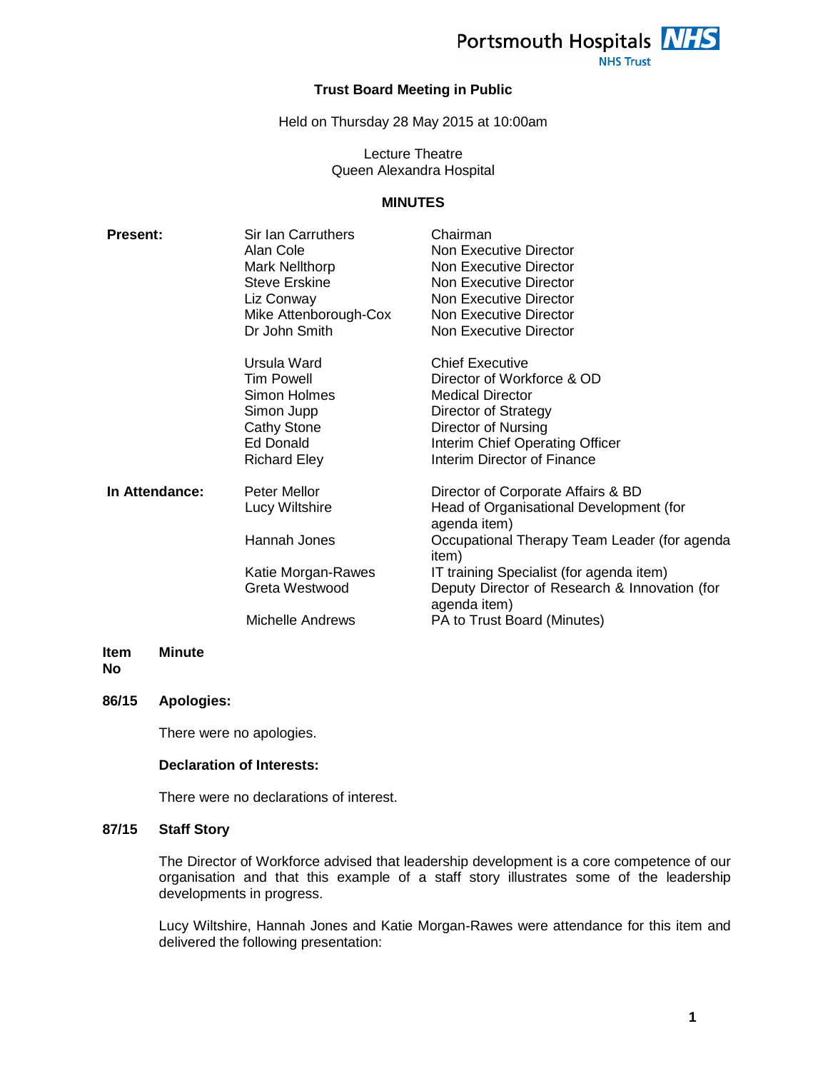Portsmouth Hospitals NHS Trust

# Trust Board Meeting in Public

Held on Thursday 28 May 2015 at 10:00am

Lecture Theatre
Queen Alexandra Hospital

## MINUTES

| | | |
|---|---|---|
| **Present:** | Sir Ian Carruthers | Chairman |
| | Alan Cole | Non Executive Director |
| | Mark Nellthorp | Non Executive Director |
| | Steve Erskine | Non Executive Director |
| | Liz Conway | Non Executive Director |
| | Mike Attenborough-Cox | Non Executive Director |
| | Dr John Smith | Non Executive Director |
| | Ursula Ward | Chief Executive |
| | Tim Powell | Director of Workforce & OD |
| | Simon Holmes | Medical Director |
| | Simon Jupp | Director of Strategy |
| | Cathy Stone | Director of Nursing |
| | Ed Donald | Interim Chief Operating Officer |
| | Richard Eley | Interim Director of Finance |
| **In Attendance:** | Peter Mellor | Director of Corporate Affairs & BD |
| | Lucy Wiltshire | Head of Organisational Development (for agenda item) |
| | Hannah Jones | Occupational Therapy Team Leader (for agenda item) |
| | Katie Morgan-Rawes | IT training Specialist (for agenda item) |
| | Greta Westwood | Deputy Director of Research & Innovation (for agenda item) |
| | Michelle Andrews | PA to Trust Board (Minutes) |

**Item No** **Minute**

**86/15 Apologies:**

There were no apologies.

**Declaration of Interests:**

There were no declarations of interest.

**87/15 Staff Story**

The Director of Workforce advised that leadership development is a core competence of our organisation and that this example of a staff story illustrates some of the leadership developments in progress.

Lucy Wiltshire, Hannah Jones and Katie Morgan-Rawes were attendance for this item and delivered the following presentation: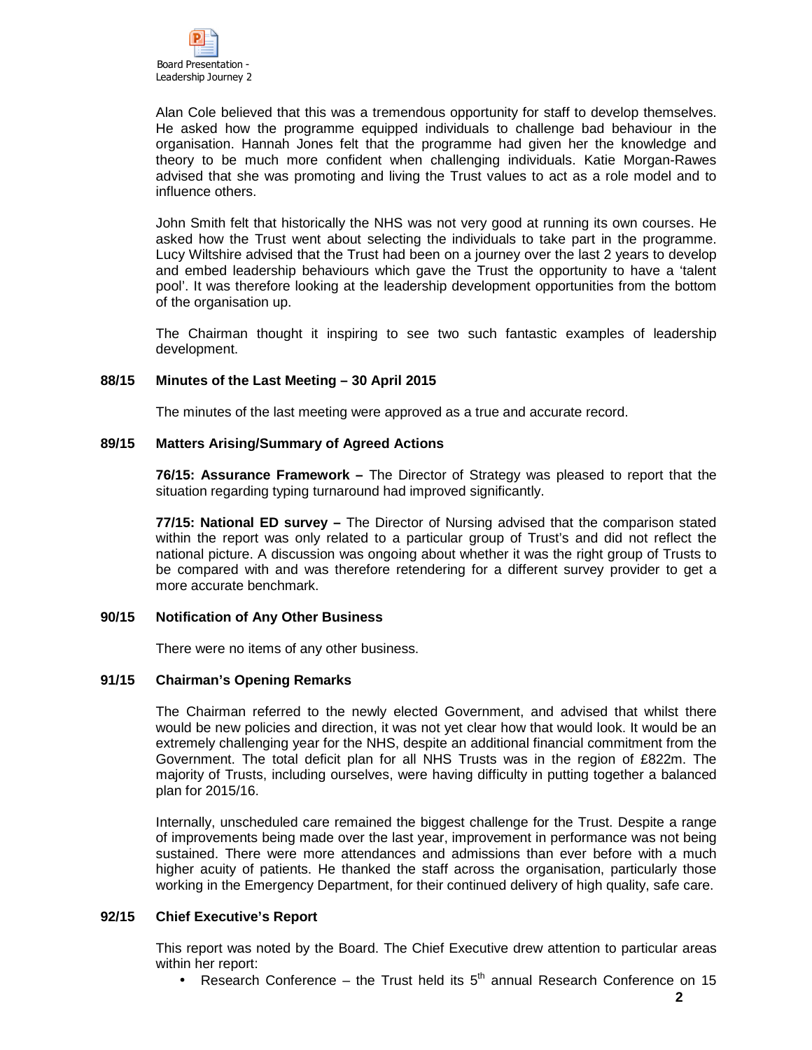Board Presentation - Leadership Journey 2

Alan Cole believed that this was a tremendous opportunity for staff to develop themselves. He asked how the programme equipped individuals to challenge bad behaviour in the organisation. Hannah Jones felt that the programme had given her the knowledge and theory to be much more confident when challenging individuals. Katie Morgan-Rawes advised that she was promoting and living the Trust values to act as a role model and to influence others.

John Smith felt that historically the NHS was not very good at running its own courses. He asked how the Trust went about selecting the individuals to take part in the programme. Lucy Wiltshire advised that the Trust had been on a journey over the last 2 years to develop and embed leadership behaviours which gave the Trust the opportunity to have a 'talent pool'. It was therefore looking at the leadership development opportunities from the bottom of the organisation up.

The Chairman thought it inspiring to see two such fantastic examples of leadership development.

**88/15 Minutes of the Last Meeting – 30 April 2015**

The minutes of the last meeting were approved as a true and accurate record.

**89/15 Matters Arising/Summary of Agreed Actions**

**76/15: Assurance Framework –** The Director of Strategy was pleased to report that the situation regarding typing turnaround had improved significantly.

**77/15: National ED survey –** The Director of Nursing advised that the comparison stated within the report was only related to a particular group of Trust's and did not reflect the national picture. A discussion was ongoing about whether it was the right group of Trusts to be compared with and was therefore retendering for a different survey provider to get a more accurate benchmark.

**90/15 Notification of Any Other Business**

There were no items of any other business.

**91/15 Chairman's Opening Remarks**

The Chairman referred to the newly elected Government, and advised that whilst there would be new policies and direction, it was not yet clear how that would look. It would be an extremely challenging year for the NHS, despite an additional financial commitment from the Government. The total deficit plan for all NHS Trusts was in the region of £822m. The majority of Trusts, including ourselves, were having difficulty in putting together a balanced plan for 2015/16.

Internally, unscheduled care remained the biggest challenge for the Trust. Despite a range of improvements being made over the last year, improvement in performance was not being sustained. There were more attendances and admissions than ever before with a much higher acuity of patients. He thanked the staff across the organisation, particularly those working in the Emergency Department, for their continued delivery of high quality, safe care.

**92/15 Chief Executive's Report**

This report was noted by the Board. The Chief Executive drew attention to particular areas within her report:

- Research Conference – the Trust held its 5th annual Research Conference on 15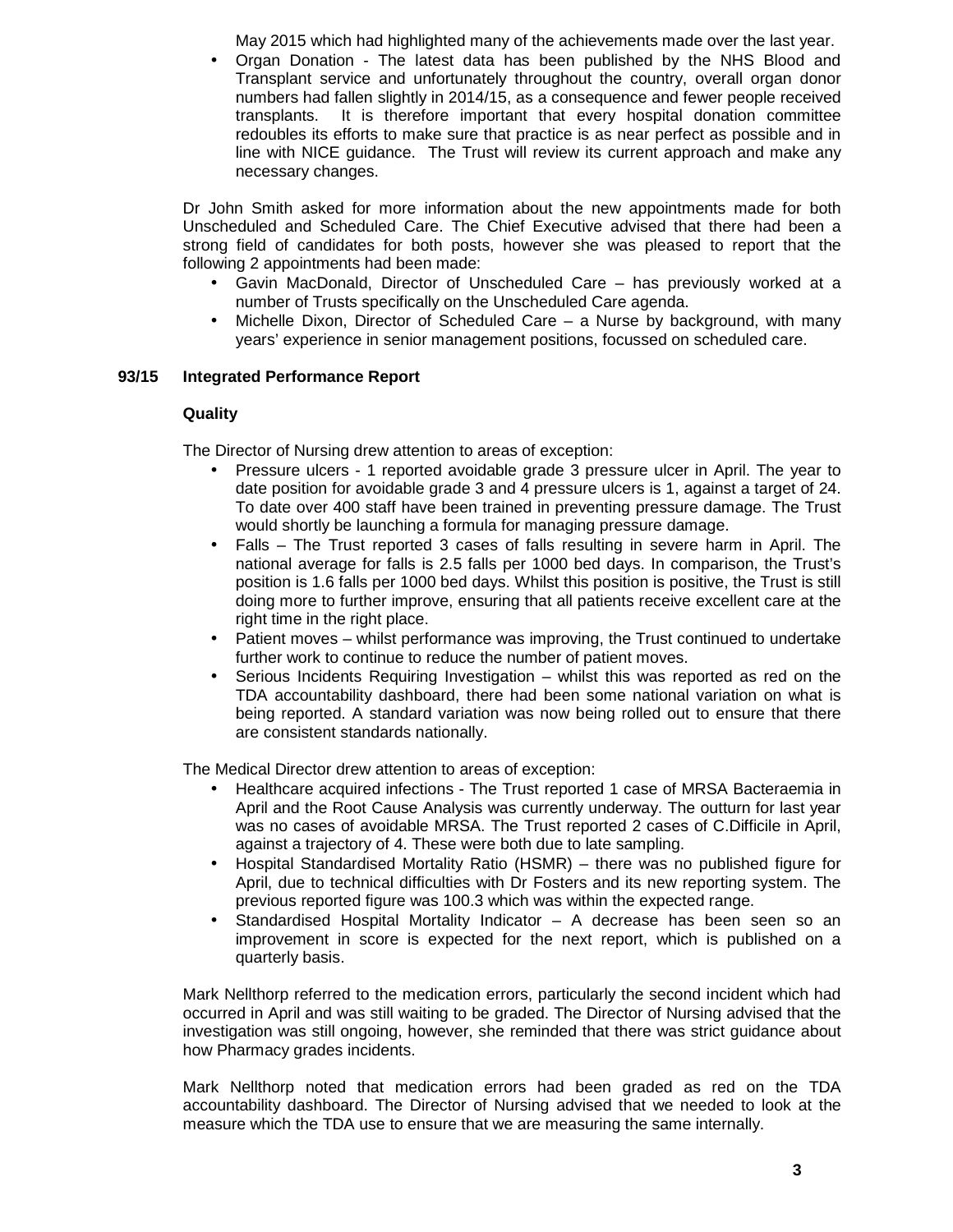May 2015 which had highlighted many of the achievements made over the last year.

- Organ Donation - The latest data has been published by the NHS Blood and Transplant service and unfortunately throughout the country, overall organ donor numbers had fallen slightly in 2014/15, as a consequence and fewer people received transplants. It is therefore important that every hospital donation committee redoubles its efforts to make sure that practice is as near perfect as possible and in line with NICE guidance. The Trust will review its current approach and make any necessary changes.

Dr John Smith asked for more information about the new appointments made for both Unscheduled and Scheduled Care. The Chief Executive advised that there had been a strong field of candidates for both posts, however she was pleased to report that the following 2 appointments had been made:

- Gavin MacDonald, Director of Unscheduled Care – has previously worked at a number of Trusts specifically on the Unscheduled Care agenda.
- Michelle Dixon, Director of Scheduled Care – a Nurse by background, with many years' experience in senior management positions, focussed on scheduled care.

## 93/15 Integrated Performance Report

### Quality

The Director of Nursing drew attention to areas of exception:

- Pressure ulcers - 1 reported avoidable grade 3 pressure ulcer in April. The year to date position for avoidable grade 3 and 4 pressure ulcers is 1, against a target of 24. To date over 400 staff have been trained in preventing pressure damage. The Trust would shortly be launching a formula for managing pressure damage.
- Falls – The Trust reported 3 cases of falls resulting in severe harm in April. The national average for falls is 2.5 falls per 1000 bed days. In comparison, the Trust's position is 1.6 falls per 1000 bed days. Whilst this position is positive, the Trust is still doing more to further improve, ensuring that all patients receive excellent care at the right time in the right place.
- Patient moves – whilst performance was improving, the Trust continued to undertake further work to continue to reduce the number of patient moves.
- Serious Incidents Requiring Investigation – whilst this was reported as red on the TDA accountability dashboard, there had been some national variation on what is being reported. A standard variation was now being rolled out to ensure that there are consistent standards nationally.

The Medical Director drew attention to areas of exception:

- Healthcare acquired infections - The Trust reported 1 case of MRSA Bacteraemia in April and the Root Cause Analysis was currently underway. The outturn for last year was no cases of avoidable MRSA. The Trust reported 2 cases of C.Difficile in April, against a trajectory of 4. These were both due to late sampling.
- Hospital Standardised Mortality Ratio (HSMR) – there was no published figure for April, due to technical difficulties with Dr Fosters and its new reporting system. The previous reported figure was 100.3 which was within the expected range.
- Standardised Hospital Mortality Indicator – A decrease has been seen so an improvement in score is expected for the next report, which is published on a quarterly basis.

Mark Nellthorp referred to the medication errors, particularly the second incident which had occurred in April and was still waiting to be graded. The Director of Nursing advised that the investigation was still ongoing, however, she reminded that there was strict guidance about how Pharmacy grades incidents.

Mark Nellthorp noted that medication errors had been graded as red on the TDA accountability dashboard. The Director of Nursing advised that we needed to look at the measure which the TDA use to ensure that we are measuring the same internally.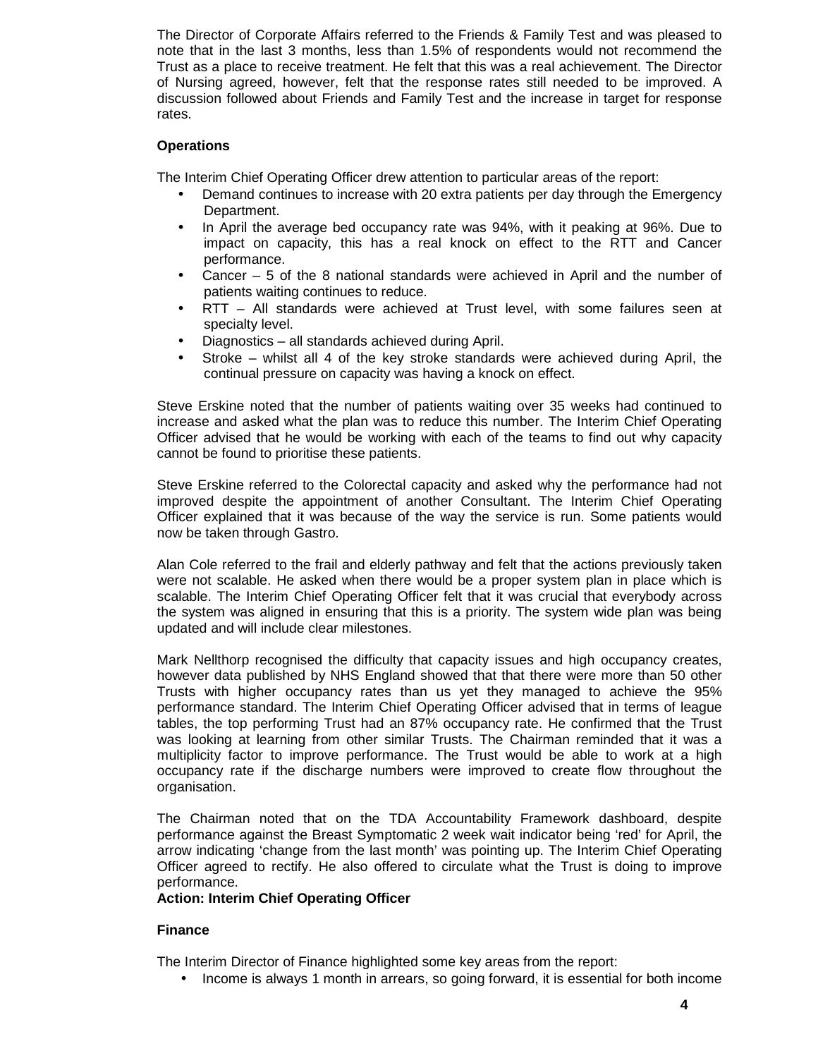The Director of Corporate Affairs referred to the Friends & Family Test and was pleased to note that in the last 3 months, less than 1.5% of respondents would not recommend the Trust as a place to receive treatment. He felt that this was a real achievement. The Director of Nursing agreed, however, felt that the response rates still needed to be improved. A discussion followed about Friends and Family Test and the increase in target for response rates.

**Operations**

The Interim Chief Operating Officer drew attention to particular areas of the report:

- Demand continues to increase with 20 extra patients per day through the Emergency Department.
- In April the average bed occupancy rate was 94%, with it peaking at 96%. Due to impact on capacity, this has a real knock on effect to the RTT and Cancer performance.
- Cancer – 5 of the 8 national standards were achieved in April and the number of patients waiting continues to reduce.
- RTT – All standards were achieved at Trust level, with some failures seen at specialty level.
- Diagnostics – all standards achieved during April.
- Stroke – whilst all 4 of the key stroke standards were achieved during April, the continual pressure on capacity was having a knock on effect.

Steve Erskine noted that the number of patients waiting over 35 weeks had continued to increase and asked what the plan was to reduce this number. The Interim Chief Operating Officer advised that he would be working with each of the teams to find out why capacity cannot be found to prioritise these patients.

Steve Erskine referred to the Colorectal capacity and asked why the performance had not improved despite the appointment of another Consultant. The Interim Chief Operating Officer explained that it was because of the way the service is run. Some patients would now be taken through Gastro.

Alan Cole referred to the frail and elderly pathway and felt that the actions previously taken were not scalable. He asked when there would be a proper system plan in place which is scalable. The Interim Chief Operating Officer felt that it was crucial that everybody across the system was aligned in ensuring that this is a priority. The system wide plan was being updated and will include clear milestones.

Mark Nellthorp recognised the difficulty that capacity issues and high occupancy creates, however data published by NHS England showed that that there was more than 50 other Trusts with higher occupancy rates than us yet they managed to achieve the 95% performance standard. The Interim Chief Operating Officer advised that in terms of league tables, the top performing Trust had an 87% occupancy rate. He confirmed that the Trust was looking at learning from other similar Trusts. The Chairman reminded that it was a multiplicity factor to improve performance. The Trust would be able to work at a high occupancy rate if the discharge numbers were improved to create flow throughout the organisation.

The Chairman noted that on the TDA Accountability Framework dashboard, despite performance against the Breast Symptomatic 2 week wait indicator being 'red' for April, the arrow indicating 'change from the last month' was pointing up. The Interim Chief Operating Officer agreed to rectify. He also offered to circulate what the Trust is doing to improve performance.

**Action: Interim Chief Operating Officer**

**Finance**

The Interim Director of Finance highlighted some key areas from the report:

- Income is always 1 month in arrears, so going forward, it is essential for both income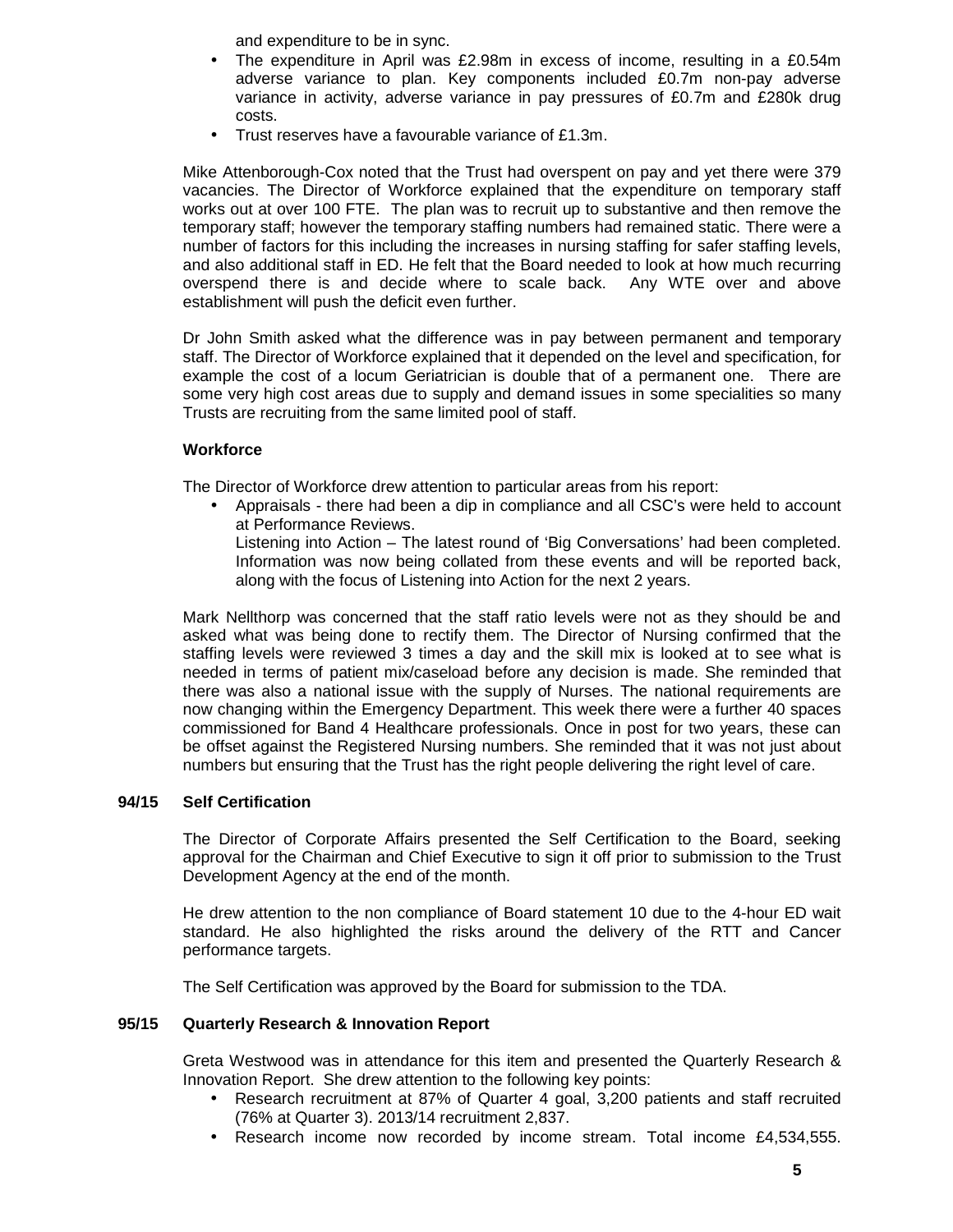and expenditure to be in sync.

- The expenditure in April was £2.98m in excess of income, resulting in a £0.54m adverse variance to plan. Key components included £0.7m non-pay adverse variance in activity, adverse variance in pay pressures of £0.7m and £280k drug costs.
- Trust reserves have a favourable variance of £1.3m.

Mike Attenborough-Cox noted that the Trust had overspent on pay and yet there were 379 vacancies. The Director of Workforce explained that the expenditure on temporary staff works out at over 100 FTE. The plan was to recruit up to substantive and then remove the temporary staff; however the temporary staffing numbers had remained static. There were a number of factors for this including the increases in nursing staffing for safer staffing levels, and also additional staff in ED. He felt that the Board needed to look at how much recurring overspend there is and decide where to scale back. Any WTE over and above establishment will push the deficit even further.

Dr John Smith asked what the difference was in pay between permanent and temporary staff. The Director of Workforce explained that it depended on the level and specification, for example the cost of a locum Geriatrician is double that of a permanent one. There are some very high cost areas due to supply and demand issues in some specialities so many Trusts are recruiting from the same limited pool of staff.

**Workforce**

The Director of Workforce drew attention to particular areas from his report:

- Appraisals - there had been a dip in compliance and all CSC's were held to account at Performance Reviews.
  Listening into Action – The latest round of 'Big Conversations' had been completed. Information was now being collated from these events and will be reported back, along with the focus of Listening into Action for the next 2 years.

Mark Nellthorp was concerned that the staff ratio levels were not as they should be and asked what was being done to rectify them. The Director of Nursing confirmed that the staffing levels were reviewed 3 times a day and the skill mix is looked at to see what is needed in terms of patient mix/caseload before any decision is made. She reminded that there was also a national issue with the supply of Nurses. The national requirements are now changing within the Emergency Department. This week there were a further 40 spaces commissioned for Band 4 Healthcare professionals. Once in post for two years, these can be offset against the Registered Nursing numbers. She reminded that it was not just about numbers but ensuring that the Trust has the right people delivering the right level of care.

**94/15 Self Certification**

The Director of Corporate Affairs presented the Self Certification to the Board, seeking approval for the Chairman and Chief Executive to sign it off prior to submission to the Trust Development Agency at the end of the month.

He drew attention to the non compliance of Board statement 10 due to the 4-hour ED wait standard. He also highlighted the risks around the delivery of the RTT and Cancer performance targets.

The Self Certification was approved by the Board for submission to the TDA.

**95/15 Quarterly Research & Innovation Report**

Greta Westwood was in attendance for this item and presented the Quarterly Research & Innovation Report. She drew attention to the following key points:

- Research recruitment at 87% of Quarter 4 goal, 3,200 patients and staff recruited (76% at Quarter 3). 2013/14 recruitment 2,837.
- Research income now recorded by income stream. Total income £4,534,555.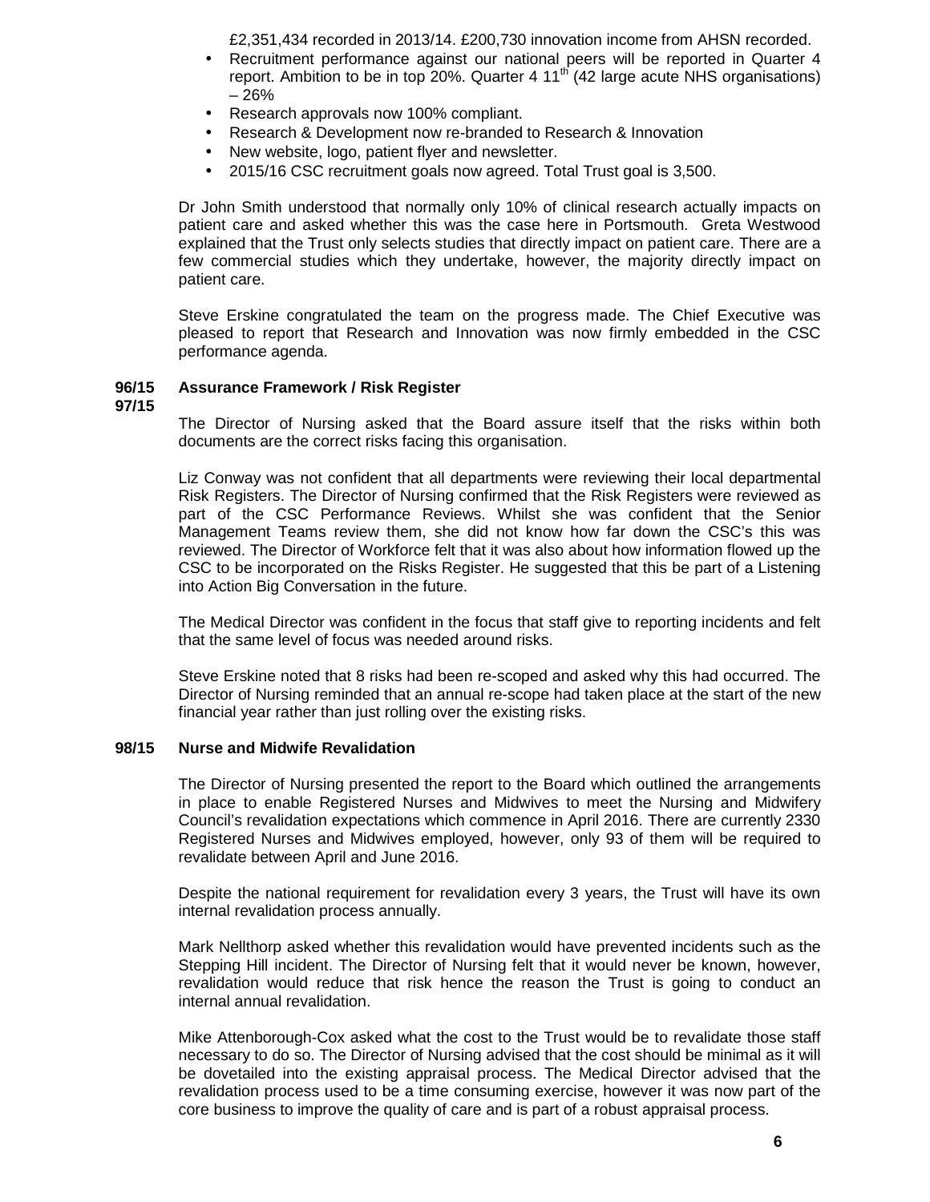£2,351,434 recorded in 2013/14. £200,730 innovation income from AHSN recorded.

- Recruitment performance against our national peers will be reported in Quarter 4 report. Ambition to be in top 20%. Quarter 4 11th (42 large acute NHS organisations) – 26%
- Research approvals now 100% compliant.
- Research & Development now re-branded to Research & Innovation
- New website, logo, patient flyer and newsletter.
- 2015/16 CSC recruitment goals now agreed. Total Trust goal is 3,500.

Dr John Smith understood that normally only 10% of clinical research actually impacts on patient care and asked whether this was the case here in Portsmouth. Greta Westwood explained that the Trust only selects studies that directly impact on patient care. There are a few commercial studies which they undertake, however, the majority directly impact on patient care.

Steve Erskine congratulated the team on the progress made. The Chief Executive was pleased to report that Research and Innovation was now firmly embedded in the CSC performance agenda.

**96/15 97/15 Assurance Framework / Risk Register**

The Director of Nursing asked that the Board assure itself that the risks within both documents are the correct risks facing this organisation.

Liz Conway was not confident that all departments were reviewing their local departmental Risk Registers. The Director of Nursing confirmed that the Risk Registers were reviewed as part of the CSC Performance Reviews. Whilst she was confident that the Senior Management Teams review them, she did not know how far down the CSC's this was reviewed. The Director of Workforce felt that it was also about how information flowed up the CSC to be incorporated on the Risks Register. He suggested that this be part of a Listening into Action Big Conversation in the future.

The Medical Director was confident in the focus that staff give to reporting incidents and felt that the same level of focus was needed around risks.

Steve Erskine noted that 8 risks had been re-scoped and asked why this had occurred. The Director of Nursing reminded that an annual re-scope had taken place at the start of the new financial year rather than just rolling over the existing risks.

**98/15 Nurse and Midwife Revalidation**

The Director of Nursing presented the report to the Board which outlined the arrangements in place to enable Registered Nurses and Midwives to meet the Nursing and Midwifery Council's revalidation expectations which commence in April 2016. There are currently 2330 Registered Nurses and Midwives employed, however, only 93 of them will be required to revalidate between April and June 2016.

Despite the national requirement for revalidation every 3 years, the Trust will have its own internal revalidation process annually.

Mark Nellthorp asked whether this revalidation would have prevented incidents such as the Stepping Hill incident. The Director of Nursing felt that it would never be known, however, revalidation would reduce that risk hence the reason the Trust is going to conduct an internal annual revalidation.

Mike Attenborough-Cox asked what the cost to the Trust would be to revalidate those staff necessary to do so. The Director of Nursing advised that the cost should be minimal as it will be dovetailed into the existing appraisal process. The Medical Director advised that the revalidation process used to be a time consuming exercise, however it was now part of the core business to improve the quality of care and is part of a robust appraisal process.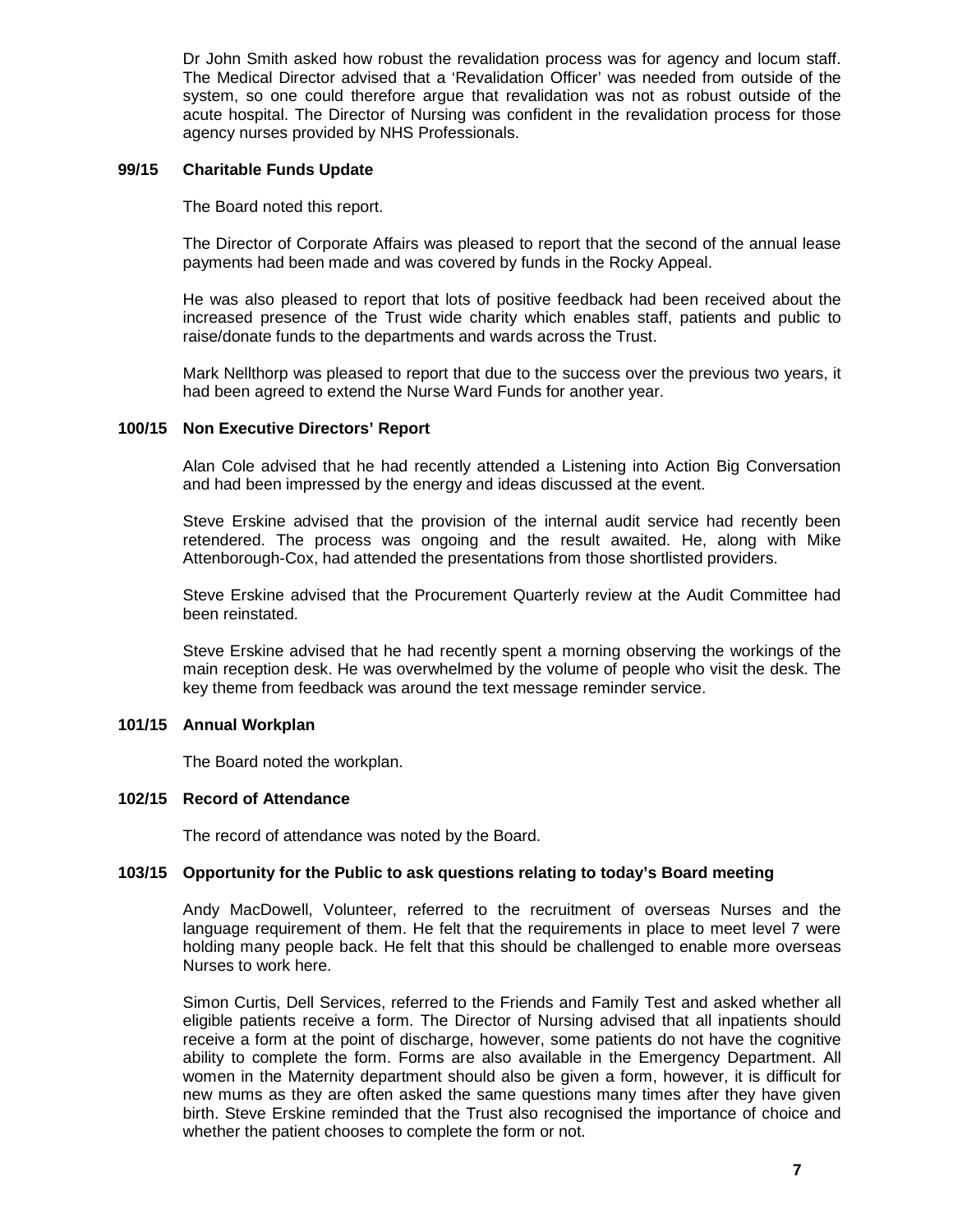Dr John Smith asked how robust the revalidation process was for agency and locum staff. The Medical Director advised that a 'Revalidation Officer' was needed from outside of the system, so one could therefore argue that revalidation was not as robust outside of the acute hospital. The Director of Nursing was confident in the revalidation process for those agency nurses provided by NHS Professionals.

**99/15 Charitable Funds Update**

The Board noted this report.

The Director of Corporate Affairs was pleased to report that the second of the annual lease payments had been made and was covered by funds in the Rocky Appeal.

He was also pleased to report that lots of positive feedback had been received about the increased presence of the Trust wide charity which enables staff, patients and public to raise/donate funds to the departments and wards across the Trust.

Mark Nellthorp was pleased to report that due to the success over the previous two years, it had been agreed to extend the Nurse Ward Funds for another year.

**100/15 Non Executive Directors' Report**

Alan Cole advised that he had recently attended a Listening into Action Big Conversation and had been impressed by the energy and ideas discussed at the event.

Steve Erskine advised that the provision of the internal audit service had recently been retendered. The process was ongoing and the result awaited. He, along with Mike Attenborough-Cox, had attended the presentations from those shortlisted providers.

Steve Erskine advised that the Procurement Quarterly review at the Audit Committee had been reinstated.

Steve Erskine advised that he had recently spent a morning observing the workings of the main reception desk. He was overwhelmed by the volume of people who visit the desk. The key theme from feedback was around the text message reminder service.

**101/15 Annual Workplan**

The Board noted the workplan.

**102/15 Record of Attendance**

The record of attendance was noted by the Board.

**103/15 Opportunity for the Public to ask questions relating to today's Board meeting**

Andy MacDowell, Volunteer, referred to the recruitment of overseas Nurses and the language requirement of them. He felt that the requirements in place to meet level 7 were holding many people back. He felt that this should be challenged to enable more overseas Nurses to work here.

Simon Curtis, Dell Services, referred to the Friends and Family Test and asked whether all eligible patients receive a form. The Director of Nursing advised that all inpatients should receive a form at the point of discharge, however, some patients do not have the cognitive ability to complete the form. Forms are also available in the Emergency Department. All women in the Maternity department should also be given a form, however, it is difficult for new mums as they are often asked the same questions many times after they have given birth. Steve Erskine reminded that the Trust also recognised the importance of choice and whether the patient chooses to complete the form or not.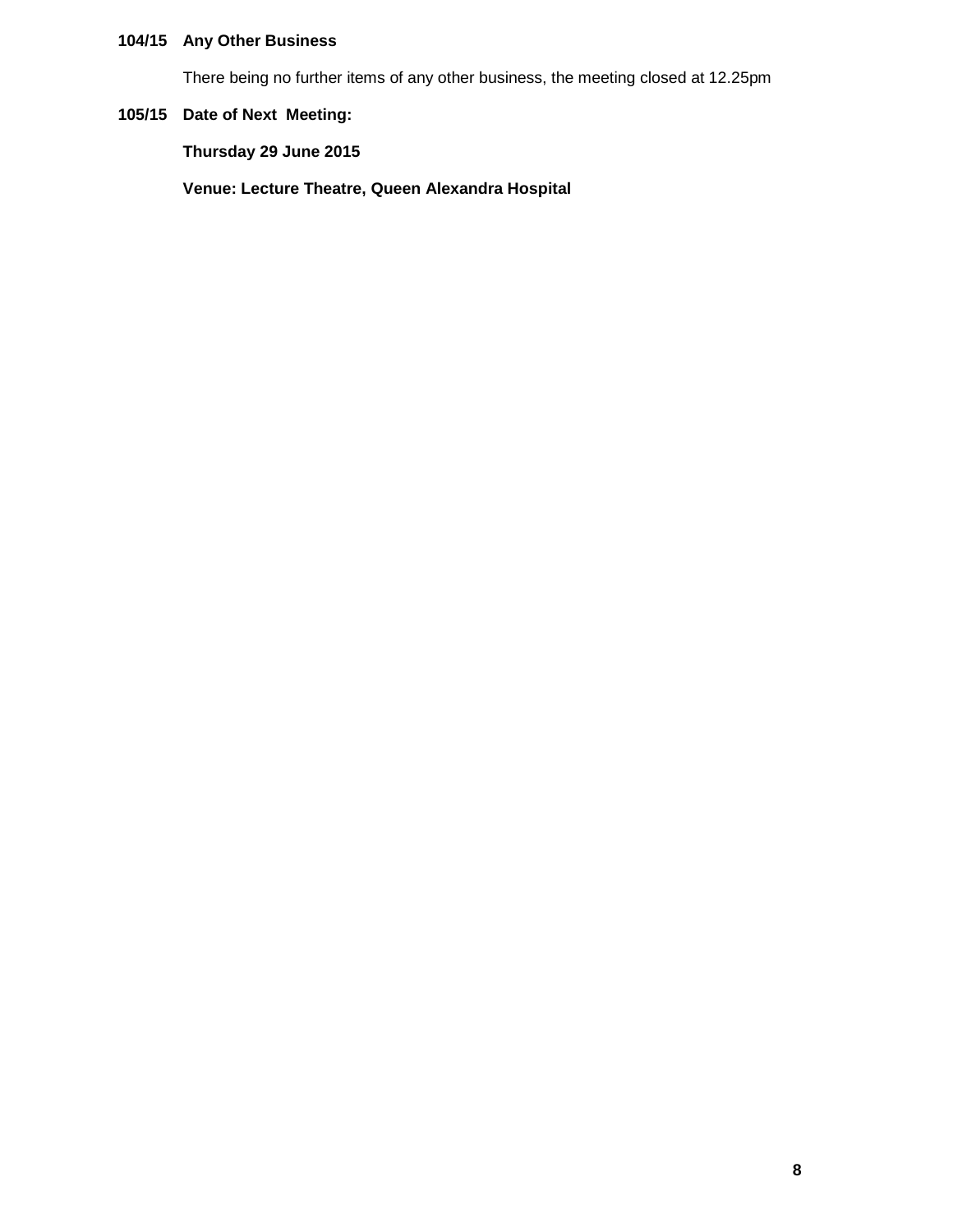**104/15 Any Other Business**

There being no further items of any other business, the meeting closed at 12.25pm

**105/15 Date of Next Meeting:**

**Thursday 29 June 2015**

**Venue: Lecture Theatre, Queen Alexandra Hospital**